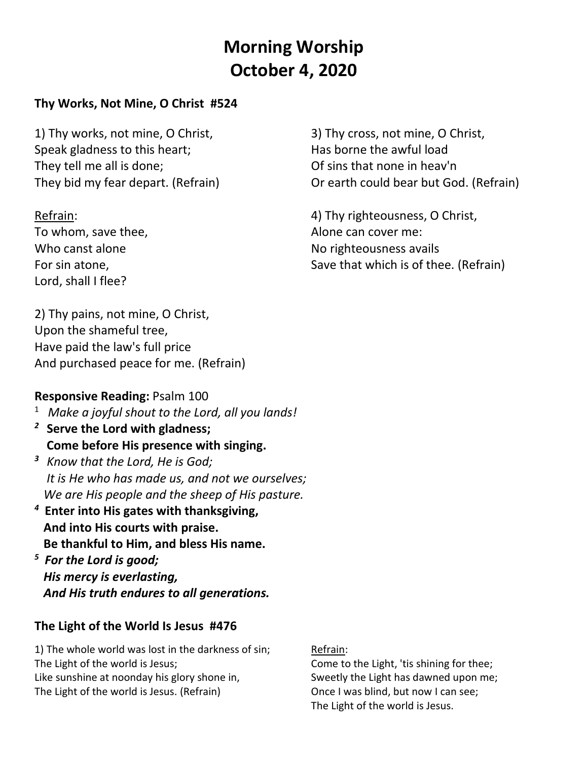# Morning Worship
# October 4, 2020

**Thy Works, Not Mine, O Christ #524**

1) Thy works, not mine, O Christ,
Speak gladness to this heart;
They tell me all is done;
They bid my fear depart. (Refrain)

Refrain:
To whom, save thee,
Who canst alone
For sin atone,
Lord, shall I flee?

2) Thy pains, not mine, O Christ,
Upon the shameful tree,
Have paid the law's full price
And purchased peace for me. (Refrain)

3) Thy cross, not mine, O Christ,
Has borne the awful load
Of sins that none in heav'n
Or earth could bear but God. (Refrain)

4) Thy righteousness, O Christ,
Alone can cover me:
No righteousness avails
Save that which is of thee. (Refrain)

**Responsive Reading:** Psalm 100

1 *Make a joyful shout to the Lord, all you lands!*

***2* Serve the Lord with gladness;**
**Come before His presence with singing.**

***3*** *Know that the Lord, He is God;*
*It is He who has made us, and not we ourselves;*
*We are His people and the sheep of His pasture.*

***4* Enter into His gates with thanksgiving,**
**And into His courts with praise.**
**Be thankful to Him, and bless His name.**

***5 For the Lord is good;***
***His mercy is everlasting,***
***And His truth endures to all generations.***

**The Light of the World Is Jesus #476**

1) The whole world was lost in the darkness of sin;
The Light of the world is Jesus;
Like sunshine at noonday his glory shone in,
The Light of the world is Jesus. (Refrain)

Refrain:
Come to the Light, 'tis shining for thee;
Sweetly the Light has dawned upon me;
Once I was blind, but now I can see;
The Light of the world is Jesus.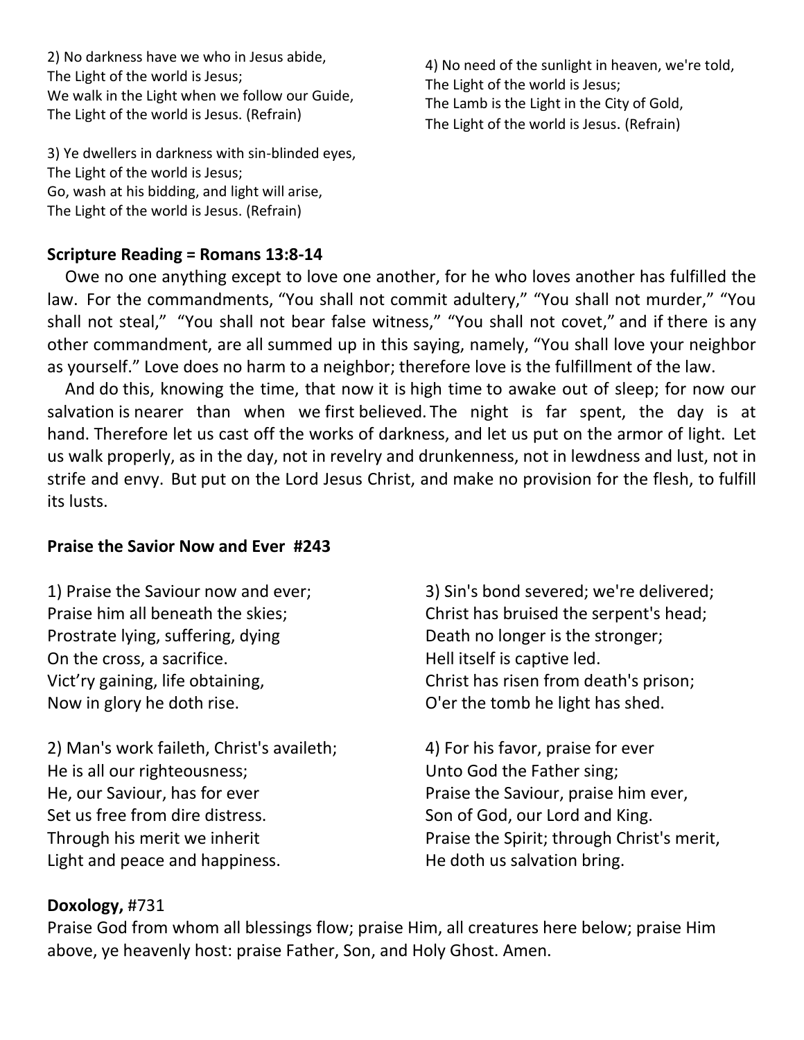2) No darkness have we who in Jesus abide,
The Light of the world is Jesus;
We walk in the Light when we follow our Guide,
The Light of the world is Jesus. (Refrain)

3) Ye dwellers in darkness with sin-blinded eyes,
The Light of the world is Jesus;
Go, wash at his bidding, and light will arise,
The Light of the world is Jesus. (Refrain)

4) No need of the sunlight in heaven, we're told,
The Light of the world is Jesus;
The Lamb is the Light in the City of Gold,
The Light of the world is Jesus. (Refrain)

**Scripture Reading = Romans 13:8-14**

Owe no one anything except to love one another, for he who loves another has fulfilled the law. For the commandments, "You shall not commit adultery," "You shall not murder," "You shall not steal," "You shall not bear false witness," "You shall not covet," and if there is any other commandment, are all summed up in this saying, namely, "You shall love your neighbor as yourself." Love does no harm to a neighbor; therefore love is the fulfillment of the law.

And do this, knowing the time, that now it is high time to awake out of sleep; for now our salvation is nearer than when we first believed. The night is far spent, the day is at hand. Therefore let us cast off the works of darkness, and let us put on the armor of light. Let us walk properly, as in the day, not in revelry and drunkenness, not in lewdness and lust, not in strife and envy. But put on the Lord Jesus Christ, and make no provision for the flesh, to fulfill its lusts.

**Praise the Savior Now and Ever #243**

1) Praise the Saviour now and ever;
Praise him all beneath the skies;
Prostrate lying, suffering, dying
On the cross, a sacrifice.
Vict'ry gaining, life obtaining,
Now in glory he doth rise.

2) Man's work faileth, Christ's availeth;
He is all our righteousness;
He, our Saviour, has for ever
Set us free from dire distress.
Through his merit we inherit
Light and peace and happiness.

3) Sin's bond severed; we're delivered;
Christ has bruised the serpent's head;
Death no longer is the stronger;
Hell itself is captive led.
Christ has risen from death's prison;
O'er the tomb he light has shed.

4) For his favor, praise for ever
Unto God the Father sing;
Praise the Saviour, praise him ever,
Son of God, our Lord and King.
Praise the Spirit; through Christ's merit,
He doth us salvation bring.

**Doxology,** #731

Praise God from whom all blessings flow; praise Him, all creatures here below; praise Him above, ye heavenly host: praise Father, Son, and Holy Ghost. Amen.